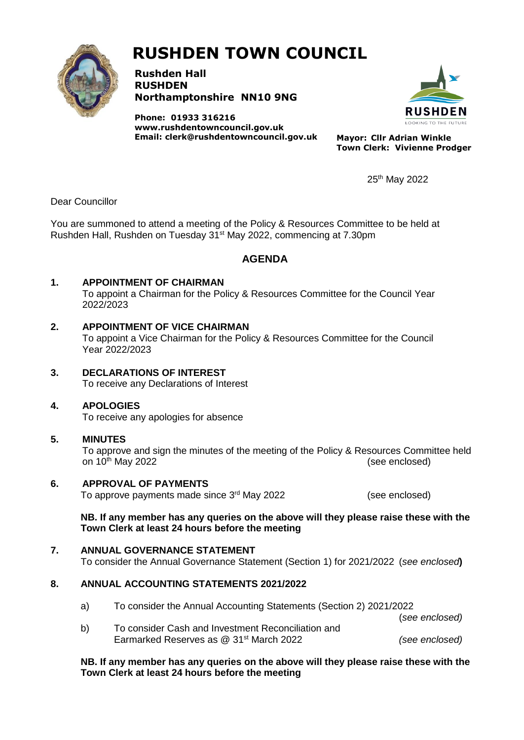# RUSHDEN TOWN COUNCIL

**Rushden Hall**
**RUSHDEN**
**Northamptonshire NN10 9NG**

**Phone: 01933 316216**
**www.rushdentowncouncil.gov.uk**
**Email: clerk@rushdentowncouncil.gov.uk**

**Mayor: Cllr Adrian Winkle**
**Town Clerk: Vivienne Prodger**

25th May 2022

Dear Councillor

You are summoned to attend a meeting of the Policy & Resources Committee to be held at Rushden Hall, Rushden on Tuesday 31st May 2022, commencing at 7.30pm

## AGENDA

**1. APPOINTMENT OF CHAIRMAN**
To appoint a Chairman for the Policy & Resources Committee for the Council Year 2022/2023

**2. APPOINTMENT OF VICE CHAIRMAN**
To appoint a Vice Chairman for the Policy & Resources Committee for the Council Year 2022/2023

**3. DECLARATIONS OF INTEREST**
To receive any Declarations of Interest

**4. APOLOGIES**
To receive any apologies for absence

**5. MINUTES**
To approve and sign the minutes of the meeting of the Policy & Resources Committee held on 10th May 2022 (see enclosed)

**6. APPROVAL OF PAYMENTS**
To approve payments made since 3rd May 2022 (see enclosed)

**NB. If any member has any queries on the above will they please raise these with the Town Clerk at least 24 hours before the meeting**

**7. ANNUAL GOVERNANCE STATEMENT**
To consider the Annual Governance Statement (Section 1) for 2021/2022 (*see enclosed*)

**8. ANNUAL ACCOUNTING STATEMENTS 2021/2022**

a) To consider the Annual Accounting Statements (Section 2) 2021/2022 (*see enclosed*)

b) To consider Cash and Investment Reconciliation and Earmarked Reserves as @ 31st March 2022 *(see enclosed)*

**NB. If any member has any queries on the above will they please raise these with the Town Clerk at least 24 hours before the meeting**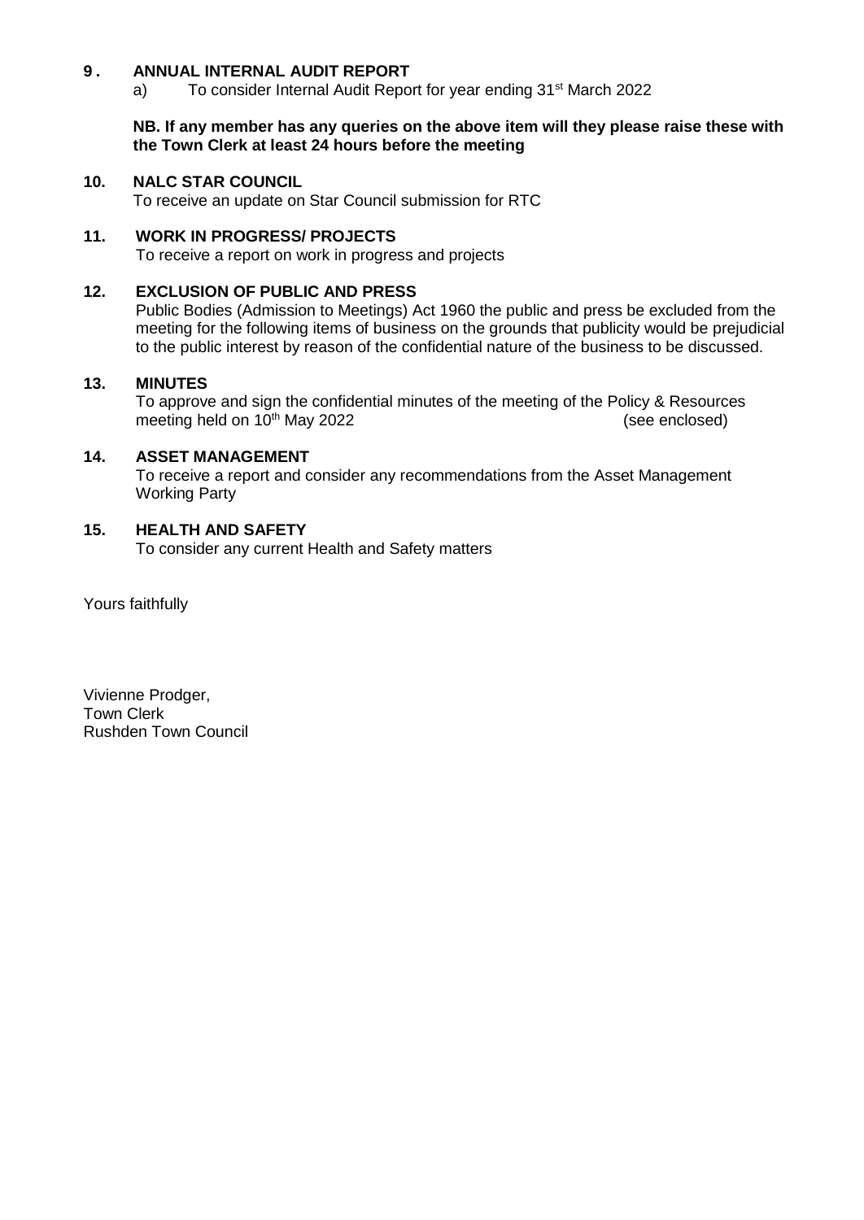**9. ANNUAL INTERNAL AUDIT REPORT**

a) To consider Internal Audit Report for year ending 31st March 2022

**NB. If any member has any queries on the above item will they please raise these with the Town Clerk at least 24 hours before the meeting**

**10. NALC STAR COUNCIL**

To receive an update on Star Council submission for RTC

**11. WORK IN PROGRESS/ PROJECTS**

To receive a report on work in progress and projects

**12. EXCLUSION OF PUBLIC AND PRESS**

Public Bodies (Admission to Meetings) Act 1960 the public and press be excluded from the meeting for the following items of business on the grounds that publicity would be prejudicial to the public interest by reason of the confidential nature of the business to be discussed.

**13. MINUTES**

To approve and sign the confidential minutes of the meeting of the Policy & Resources meeting held on 10th May 2022 (see enclosed)

**14. ASSET MANAGEMENT**

To receive a report and consider any recommendations from the Asset Management Working Party

**15. HEALTH AND SAFETY**

To consider any current Health and Safety matters

Yours faithfully

Vivienne Prodger,
Town Clerk
Rushden Town Council